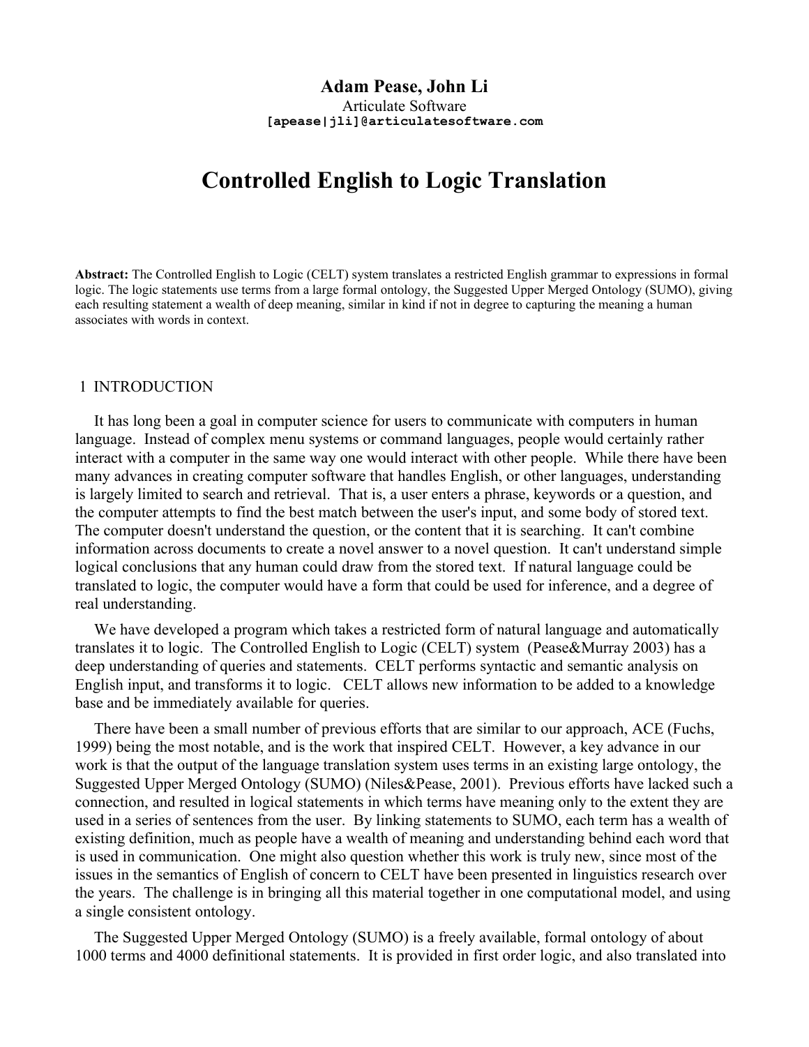**Adam Pease, John Li**
Articulate Software
[apease|jli]@articulatesoftware.com

# Controlled English to Logic Translation

**Abstract:** The Controlled English to Logic (CELT) system translates a restricted English grammar to expressions in formal logic. The logic statements use terms from a large formal ontology, the Suggested Upper Merged Ontology (SUMO), giving each resulting statement a wealth of deep meaning, similar in kind if not in degree to capturing the meaning a human associates with words in context.

## 1 INTRODUCTION

It has long been a goal in computer science for users to communicate with computers in human language. Instead of complex menu systems or command languages, people would certainly rather interact with a computer in the same way one would interact with other people. While there have been many advances in creating computer software that handles English, or other languages, understanding is largely limited to search and retrieval. That is, a user enters a phrase, keywords or a question, and the computer attempts to find the best match between the user's input, and some body of stored text. The computer doesn't understand the question, or the content that it is searching. It can't combine information across documents to create a novel answer to a novel question. It can't understand simple logical conclusions that any human could draw from the stored text. If natural language could be translated to logic, the computer would have a form that could be used for inference, and a degree of real understanding.

We have developed a program which takes a restricted form of natural language and automatically translates it to logic. The Controlled English to Logic (CELT) system (Pease&Murray 2003) has a deep understanding of queries and statements. CELT performs syntactic and semantic analysis on English input, and transforms it to logic. CELT allows new information to be added to a knowledge base and be immediately available for queries.

There have been a small number of previous efforts that are similar to our approach, ACE (Fuchs, 1999) being the most notable, and is the work that inspired CELT. However, a key advance in our work is that the output of the language translation system uses terms in an existing large ontology, the Suggested Upper Merged Ontology (SUMO) (Niles&Pease, 2001). Previous efforts have lacked such a connection, and resulted in logical statements in which terms have meaning only to the extent they are used in a series of sentences from the user. By linking statements to SUMO, each term has a wealth of existing definition, much as people have a wealth of meaning and understanding behind each word that is used in communication. One might also question whether this work is truly new, since most of the issues in the semantics of English of concern to CELT have been presented in linguistics research over the years. The challenge is in bringing all this material together in one computational model, and using a single consistent ontology.

The Suggested Upper Merged Ontology (SUMO) is a freely available, formal ontology of about 1000 terms and 4000 definitional statements. It is provided in first order logic, and also translated into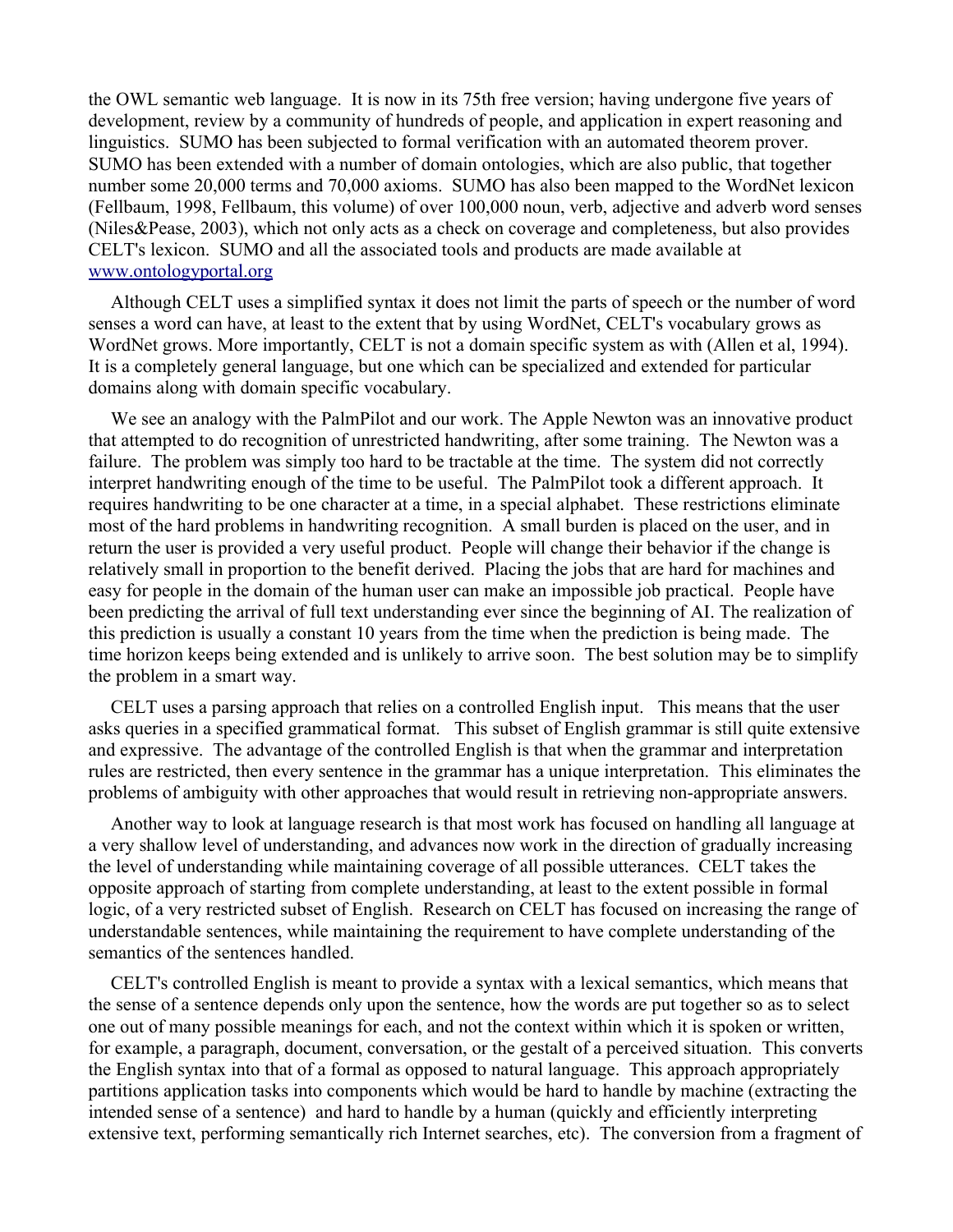the OWL semantic web language. It is now in its 75th free version; having undergone five years of development, review by a community of hundreds of people, and application in expert reasoning and linguistics. SUMO has been subjected to formal verification with an automated theorem prover. SUMO has been extended with a number of domain ontologies, which are also public, that together number some 20,000 terms and 70,000 axioms. SUMO has also been mapped to the WordNet lexicon (Fellbaum, 1998, Fellbaum, this volume) of over 100,000 noun, verb, adjective and adverb word senses (Niles&Pease, 2003), which not only acts as a check on coverage and completeness, but also provides CELT's lexicon. SUMO and all the associated tools and products are made available at [www.ontologyportal.org](http://www.ontologyportal.org)

Although CELT uses a simplified syntax it does not limit the parts of speech or the number of word senses a word can have, at least to the extent that by using WordNet, CELT's vocabulary grows as WordNet grows. More importantly, CELT is not a domain specific system as with (Allen et al, 1994). It is a completely general language, but one which can be specialized and extended for particular domains along with domain specific vocabulary.

We see an analogy with the PalmPilot and our work. The Apple Newton was an innovative product that attempted to do recognition of unrestricted handwriting, after some training. The Newton was a failure. The problem was simply too hard to be tractable at the time. The system did not correctly interpret handwriting enough of the time to be useful. The PalmPilot took a different approach. It requires handwriting to be one character at a time, in a special alphabet. These restrictions eliminate most of the hard problems in handwriting recognition. A small burden is placed on the user, and in return the user is provided a very useful product. People will change their behavior if the change is relatively small in proportion to the benefit derived. Placing the jobs that are hard for machines and easy for people in the domain of the human user can make an impossible job practical. People have been predicting the arrival of full text understanding ever since the beginning of AI. The realization of this prediction is usually a constant 10 years from the time when the prediction is being made. The time horizon keeps being extended and is unlikely to arrive soon. The best solution may be to simplify the problem in a smart way.

CELT uses a parsing approach that relies on a controlled English input. This means that the user asks queries in a specified grammatical format. This subset of English grammar is still quite extensive and expressive. The advantage of the controlled English is that when the grammar and interpretation rules are restricted, then every sentence in the grammar has a unique interpretation. This eliminates the problems of ambiguity with other approaches that would result in retrieving non-appropriate answers.

Another way to look at language research is that most work has focused on handling all language at a very shallow level of understanding, and advances now work in the direction of gradually increasing the level of understanding while maintaining coverage of all possible utterances. CELT takes the opposite approach of starting from complete understanding, at least to the extent possible in formal logic, of a very restricted subset of English. Research on CELT has focused on increasing the range of understandable sentences, while maintaining the requirement to have complete understanding of the semantics of the sentences handled.

CELT's controlled English is meant to provide a syntax with a lexical semantics, which means that the sense of a sentence depends only upon the sentence, how the words are put together so as to select one out of many possible meanings for each, and not the context within which it is spoken or written, for example, a paragraph, document, conversation, or the gestalt of a perceived situation. This converts the English syntax into that of a formal as opposed to natural language. This approach appropriately partitions application tasks into components which would be hard to handle by machine (extracting the intended sense of a sentence) and hard to handle by a human (quickly and efficiently interpreting extensive text, performing semantically rich Internet searches, etc). The conversion from a fragment of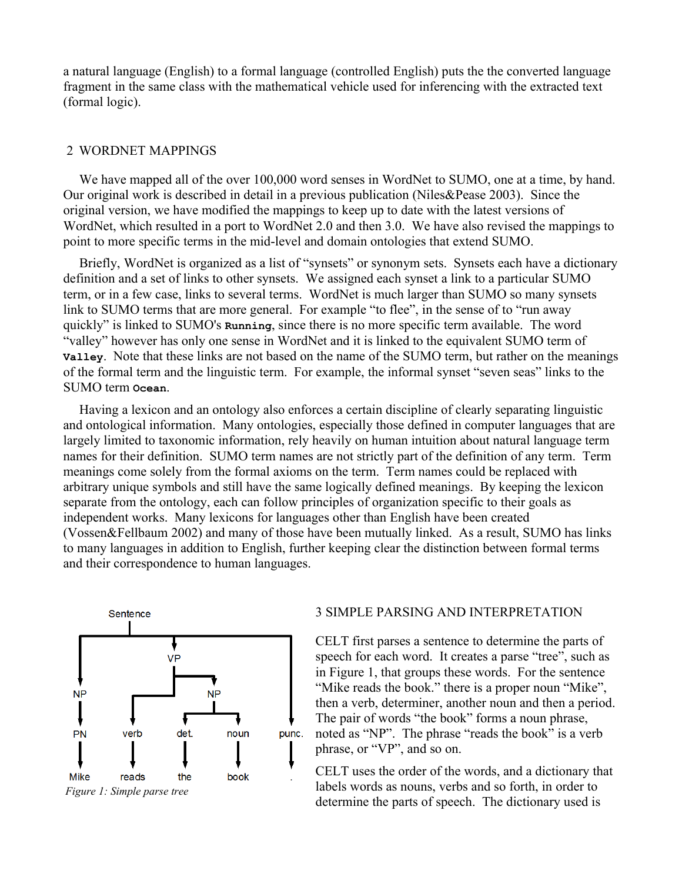a natural language (English) to a formal language (controlled English) puts the the converted language fragment in the same class with the mathematical vehicle used for inferencing with the extracted text (formal logic).

## 2 WORDNET MAPPINGS

We have mapped all of the over 100,000 word senses in WordNet to SUMO, one at a time, by hand. Our original work is described in detail in a previous publication (Niles&Pease 2003). Since the original version, we have modified the mappings to keep up to date with the latest versions of WordNet, which resulted in a port to WordNet 2.0 and then 3.0. We have also revised the mappings to point to more specific terms in the mid-level and domain ontologies that extend SUMO.

Briefly, WordNet is organized as a list of "synsets" or synonym sets. Synsets each have a dictionary definition and a set of links to other synsets. We assigned each synset a link to a particular SUMO term, or in a few case, links to several terms. WordNet is much larger than SUMO so many synsets link to SUMO terms that are more general. For example "to flee", in the sense of to "run away quickly" is linked to SUMO's **Running**, since there is no more specific term available. The word "valley" however has only one sense in WordNet and it is linked to the equivalent SUMO term of **Valley**. Note that these links are not based on the name of the SUMO term, but rather on the meanings of the formal term and the linguistic term. For example, the informal synset "seven seas" links to the SUMO term **Ocean**.

Having a lexicon and an ontology also enforces a certain discipline of clearly separating linguistic and ontological information. Many ontologies, especially those defined in computer languages that are largely limited to taxonomic information, rely heavily on human intuition about natural language term names for their definition. SUMO term names are not strictly part of the definition of any term. Term meanings come solely from the formal axioms on the term. Term names could be replaced with arbitrary unique symbols and still have the same logically defined meanings. By keeping the lexicon separate from the ontology, each can follow principles of organization specific to their goals as independent works. Many lexicons for languages other than English have been created (Vossen&Fellbaum 2002) and many of those have been mutually linked. As a result, SUMO has links to many languages in addition to English, further keeping clear the distinction between formal terms and their correspondence to human languages.

Sentence

VP

NP

NP

PN verb det. noun punc.

Mike reads the book .

*Figure 1: Simple parse tree*

## 3 SIMPLE PARSING AND INTERPRETATION

CELT first parses a sentence to determine the parts of speech for each word. It creates a parse "tree", such as in Figure 1, that groups these words. For the sentence "Mike reads the book." there is a proper noun "Mike", then a verb, determiner, another noun and then a period. The pair of words "the book" forms a noun phrase, noted as "NP". The phrase "reads the book" is a verb phrase, or "VP", and so on.

CELT uses the order of the words, and a dictionary that labels words as nouns, verbs and so forth, in order to determine the parts of speech. The dictionary used is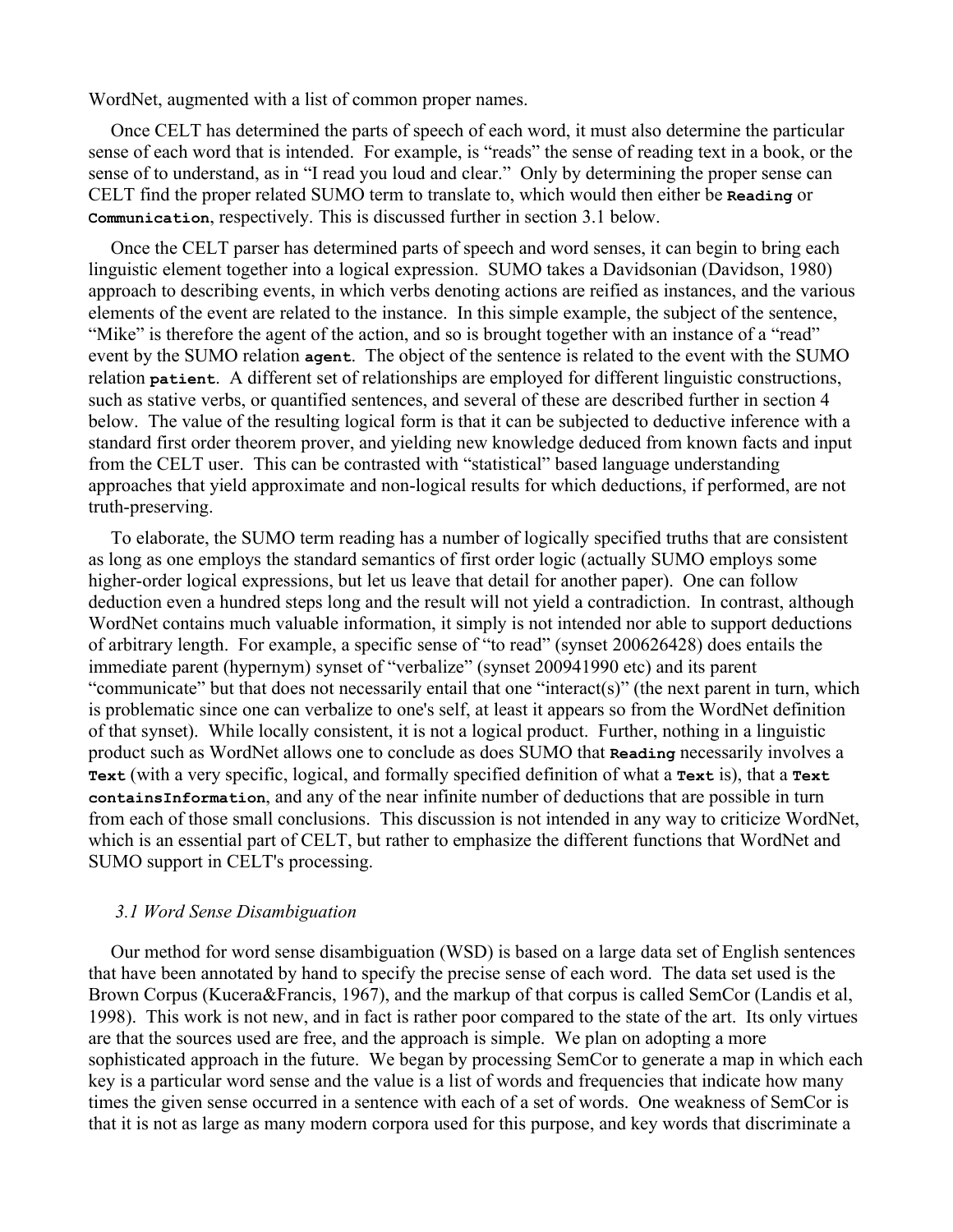WordNet, augmented with a list of common proper names.

Once CELT has determined the parts of speech of each word, it must also determine the particular sense of each word that is intended. For example, is "reads" the sense of reading text in a book, or the sense of to understand, as in "I read you loud and clear." Only by determining the proper sense can CELT find the proper related SUMO term to translate to, which would then either be **`Reading`** or **`Communication`**, respectively. This is discussed further in section 3.1 below.

Once the CELT parser has determined parts of speech and word senses, it can begin to bring each linguistic element together into a logical expression. SUMO takes a Davidsonian (Davidson, 1980) approach to describing events, in which verbs denoting actions are reified as instances, and the various elements of the event are related to the instance. In this simple example, the subject of the sentence, "Mike" is therefore the agent of the action, and so is brought together with an instance of a "read" event by the SUMO relation **`agent`**. The object of the sentence is related to the event with the SUMO relation **`patient`**. A different set of relationships are employed for different linguistic constructions, such as stative verbs, or quantified sentences, and several of these are described further in section 4 below. The value of the resulting logical form is that it can be subjected to deductive inference with a standard first order theorem prover, and yielding new knowledge deduced from known facts and input from the CELT user. This can be contrasted with "statistical" based language understanding approaches that yield approximate and non-logical results for which deductions, if performed, are not truth-preserving.

To elaborate, the SUMO term reading has a number of logically specified truths that are consistent as long as one employs the standard semantics of first order logic (actually SUMO employs some higher-order logical expressions, but let us leave that detail for another paper). One can follow deduction even a hundred steps long and the result will not yield a contradiction. In contrast, although WordNet contains much valuable information, it simply is not intended nor able to support deductions of arbitrary length. For example, a specific sense of "to read" (synset 200626428) does entails the immediate parent (hypernym) synset of "verbalize" (synset 200941990 etc) and its parent "communicate" but that does not necessarily entail that one "interact(s)" (the next parent in turn, which is problematic since one can verbalize to one's self, at least it appears so from the WordNet definition of that synset). While locally consistent, it is not a logical product. Further, nothing in a linguistic product such as WordNet allows one to conclude as does SUMO that **`Reading`** necessarily involves a **`Text`** (with a very specific, logical, and formally specified definition of what a **`Text`** is), that a **`Text containsInformation`**, and any of the near infinite number of deductions that are possible in turn from each of those small conclusions. This discussion is not intended in any way to criticize WordNet, which is an essential part of CELT, but rather to emphasize the different functions that WordNet and SUMO support in CELT's processing.

### *3.1 Word Sense Disambiguation*

Our method for word sense disambiguation (WSD) is based on a large data set of English sentences that have been annotated by hand to specify the precise sense of each word. The data set used is the Brown Corpus (Kucera&Francis, 1967), and the markup of that corpus is called SemCor (Landis et al, 1998). This work is not new, and in fact is rather poor compared to the state of the art. Its only virtues are that the sources used are free, and the approach is simple. We plan on adopting a more sophisticated approach in the future. We began by processing SemCor to generate a map in which each key is a particular word sense and the value is a list of words and frequencies that indicate how many times the given sense occurred in a sentence with each of a set of words. One weakness of SemCor is that it is not as large as many modern corpora used for this purpose, and key words that discriminate a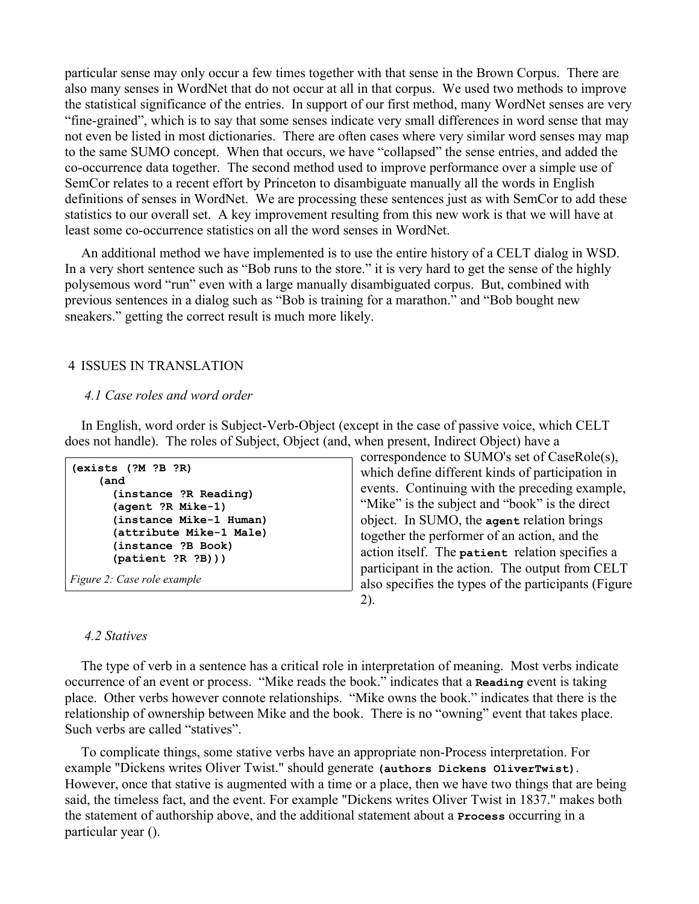particular sense may only occur a few times together with that sense in the Brown Corpus. There are also many senses in WordNet that do not occur at all in that corpus. We used two methods to improve the statistical significance of the entries. In support of our first method, many WordNet senses are very "fine-grained", which is to say that some senses indicate very small differences in word sense that may not even be listed in most dictionaries. There are often cases where very similar word senses may map to the same SUMO concept. When that occurs, we have "collapsed" the sense entries, and added the co-occurrence data together. The second method used to improve performance over a simple use of SemCor relates to a recent effort by Princeton to disambiguate manually all the words in English definitions of senses in WordNet. We are processing these sentences just as with SemCor to add these statistics to our overall set. A key improvement resulting from this new work is that we will have at least some co-occurrence statistics on all the word senses in WordNet.

An additional method we have implemented is to use the entire history of a CELT dialog in WSD. In a very short sentence such as "Bob runs to the store." it is very hard to get the sense of the highly polysemous word "run" even with a large manually disambiguated corpus. But, combined with previous sentences in a dialog such as "Bob is training for a marathon." and "Bob bought new sneakers." getting the correct result is much more likely.

## 4 ISSUES IN TRANSLATION

### *4.1 Case roles and word order*

In English, word order is Subject-Verb-Object (except in the case of passive voice, which CELT does not handle). The roles of Subject, Object (and, when present, Indirect Object) have a correspondence to SUMO's set of CaseRole(s), which define different kinds of participation in events. Continuing with the preceding example, "Mike" is the subject and "book" is the direct object. In SUMO, the **agent** relation brings together the performer of an action, and the action itself. The **patient** relation specifies a participant in the action. The output from CELT also specifies the types of the participants (Figure 2).

```
(exists (?M ?B ?R)
    (and
      (instance ?R Reading)
      (agent ?R Mike-1)
      (instance Mike-1 Human)
      (attribute Mike-1 Male)
      (instance ?B Book)
      (patient ?R ?B)))
```

*Figure 2: Case role example*

### *4.2 Statives*

The type of verb in a sentence has a critical role in interpretation of meaning. Most verbs indicate occurrence of an event or process. "Mike reads the book." indicates that a **Reading** event is taking place. Other verbs however connote relationships. "Mike owns the book." indicates that there is the relationship of ownership between Mike and the book. There is no "owning" event that takes place. Such verbs are called "statives".

To complicate things, some stative verbs have an appropriate non-Process interpretation. For example "Dickens writes Oliver Twist." should generate **(authors Dickens OliverTwist)**. However, once that stative is augmented with a time or a place, then we have two things that are being said, the timeless fact, and the event. For example "Dickens writes Oliver Twist in 1837." makes both the statement of authorship above, and the additional statement about a **Process** occurring in a particular year ().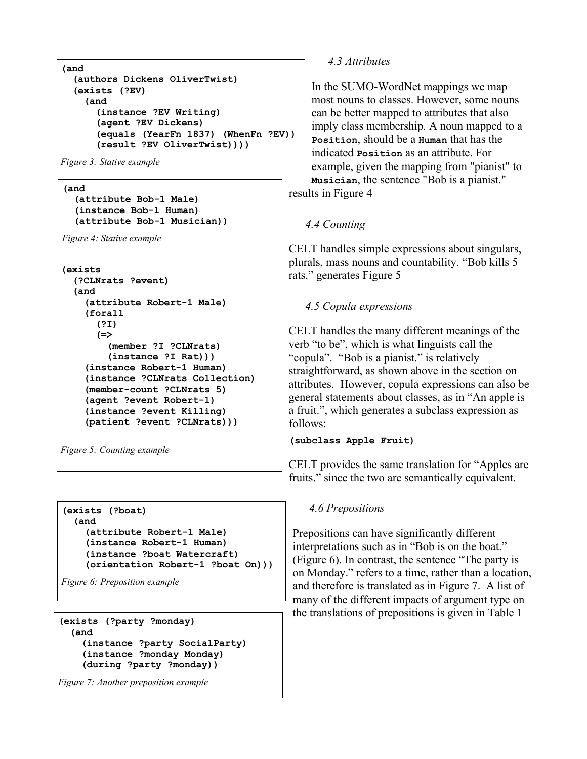```
(and
  (authors Dickens OliverTwist)
  (exists (?EV)
    (and
      (instance ?EV Writing)
      (agent ?EV Dickens)
      (equals (YearFn 1837) (WhenFn ?EV))
      (result ?EV OliverTwist))))
```

*Figure 3: Stative example*

### 4.3 Attributes

In the SUMO-WordNet mappings we map most nouns to classes. However, some nouns can be better mapped to attributes that also imply class membership. A noun mapped to a **Position**, should be a **Human** that has the indicated **Position** as an attribute. For example, given the mapping from "pianist" to **Musician**, the sentence "Bob is a pianist." results in Figure 4

```
(and
  (attribute Bob-1 Male)
  (instance Bob-1 Human)
  (attribute Bob-1 Musician))
```

*Figure 4: Stative example*

### 4.4 Counting

CELT handles simple expressions about singulars, plurals, mass nouns and countability. “Bob kills 5 rats.” generates Figure 5

```
(exists
  (?CLNrats ?event)
  (and
    (attribute Robert-1 Male)
    (forall
      (?I)
      (=>
        (member ?I ?CLNrats)
        (instance ?I Rat)))
    (instance Robert-1 Human)
    (instance ?CLNrats Collection)
    (member-count ?CLNrats 5)
    (agent ?event Robert-1)
    (instance ?event Killing)
    (patient ?event ?CLNrats)))
```

*Figure 5: Counting example*

### 4.5 Copula expressions

CELT handles the many different meanings of the verb “to be”, which is what linguists call the “copula”. “Bob is a pianist.” is relatively straightforward, as shown above in the section on attributes. However, copula expressions can also be general statements about classes, as in “An apple is a fruit.”, which generates a subclass expression as follows:

```
(subclass Apple Fruit)
```

CELT provides the same translation for “Apples are fruits.” since the two are semantically equivalent.

### 4.6 Prepositions

Prepositions can have significantly different interpretations such as in “Bob is on the boat.” (Figure 6). In contrast, the sentence “The party is on Monday.” refers to a time, rather than a location, and therefore is translated as in Figure 7. A list of many of the different impacts of argument type on the translations of prepositions is given in Table 1

```
(exists (?boat)
  (and
    (attribute Robert-1 Male)
    (instance Robert-1 Human)
    (instance ?boat Watercraft)
    (orientation Robert-1 ?boat On)))
```

*Figure 6: Preposition example*

```
(exists (?party ?monday)
  (and
    (instance ?party SocialParty)
    (instance ?monday Monday)
    (during ?party ?monday))
```

*Figure 7: Another preposition example*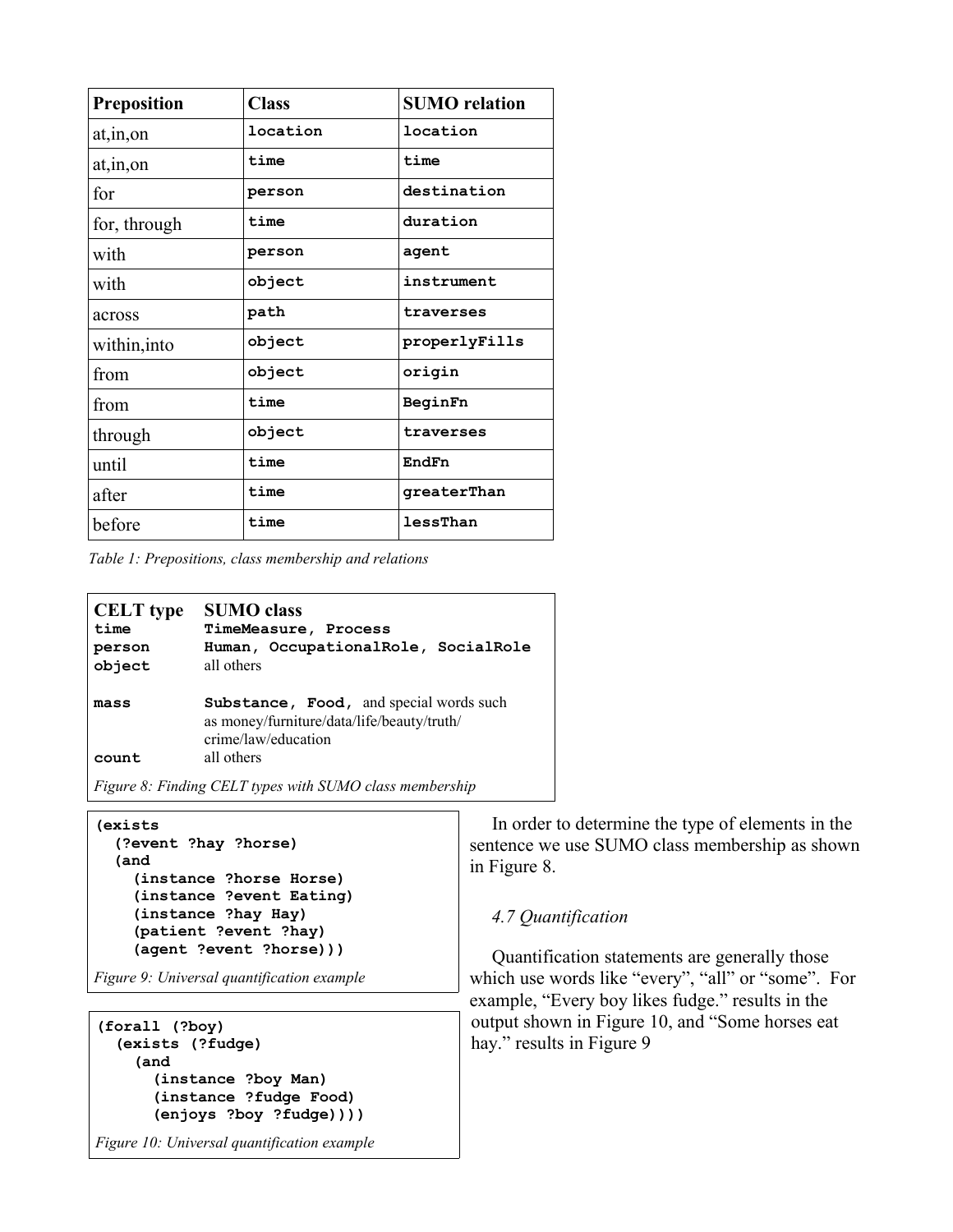| Preposition | Class | SUMO relation |
|---|---|---|
| at,in,on | `location` | `location` |
| at,in,on | `time` | `time` |
| for | `person` | `destination` |
| for, through | `time` | `duration` |
| with | `person` | `agent` |
| with | `object` | `instrument` |
| across | `path` | `traverses` |
| within,into | `object` | `properlyFills` |
| from | `object` | `origin` |
| from | `time` | `BeginFn` |
| through | `object` | `traverses` |
| until | `time` | `EndFn` |
| after | `time` | `greaterThan` |
| before | `time` | `lessThan` |

*Table 1: Prepositions, class membership and relations*

| CELT type | SUMO class |
|---|---|
| `time` | `TimeMeasure, Process` |
| `person` | `Human, OccupationalRole, SocialRole` |
| `object` | all others |
| `mass` | `Substance, Food,` and special words such as money/furniture/data/life/beauty/truth/crime/law/education |
| `count` | all others |

*Figure 8: Finding CELT types with SUMO class membership*

```
(exists
  (?event ?hay ?horse)
  (and
    (instance ?horse Horse)
    (instance ?event Eating)
    (instance ?hay Hay)
    (patient ?event ?hay)
    (agent ?event ?horse)))
```

*Figure 9: Universal quantification example*

```
(forall (?boy)
  (exists (?fudge)
    (and
      (instance ?boy Man)
      (instance ?fudge Food)
      (enjoys ?boy ?fudge))))
```

*Figure 10: Universal quantification example*

In order to determine the type of elements in the sentence we use SUMO class membership as shown in Figure 8.

### *4.7 Quantification*

Quantification statements are generally those which use words like "every", "all" or "some". For example, "Every boy likes fudge." results in the output shown in Figure 10, and "Some horses eat hay." results in Figure 9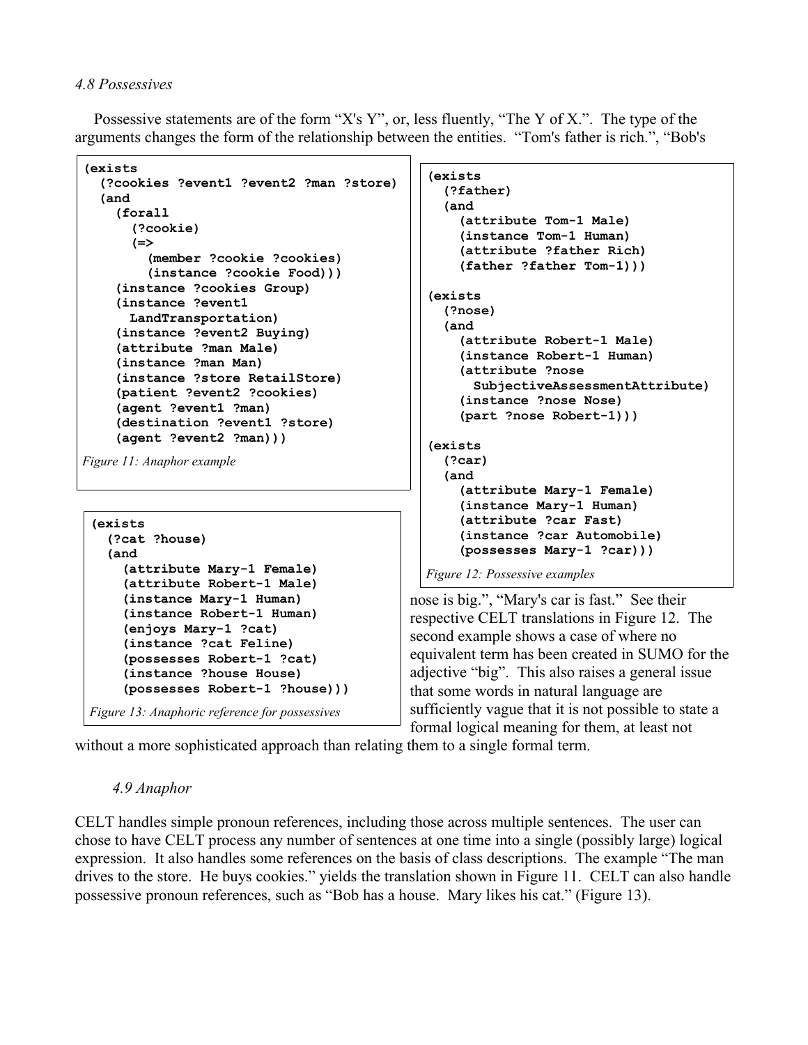*4.8 Possessives*

Possessive statements are of the form "X's Y", or, less fluently, "The Y of X.". The type of the arguments changes the form of the relationship between the entities. "Tom's father is rich.", "Bob's nose is big.", "Mary's car is fast." See their respective CELT translations in Figure 12. The second example shows a case of where no equivalent term has been created in SUMO for the adjective "big". This also raises a general issue that some words in natural language are sufficiently vague that it is not possible to state a formal logical meaning for them, at least not without a more sophisticated approach than relating them to a single formal term.

```
(exists
  (?cookies ?event1 ?event2 ?man ?store)
  (and
    (forall
      (?cookie)
      (=>
        (member ?cookie ?cookies)
        (instance ?cookie Food)))
    (instance ?cookies Group)
    (instance ?event1
      LandTransportation)
    (instance ?event2 Buying)
    (attribute ?man Male)
    (instance ?man Man)
    (instance ?store RetailStore)
    (patient ?event2 ?cookies)
    (agent ?event1 ?man)
    (destination ?event1 ?store)
    (agent ?event2 ?man)))
```

*Figure 11: Anaphor example*

```
(exists
  (?father)
  (and
    (attribute Tom-1 Male)
    (instance Tom-1 Human)
    (attribute ?father Rich)
    (father ?father Tom-1)))

(exists
  (?nose)
  (and
    (attribute Robert-1 Male)
    (instance Robert-1 Human)
    (attribute ?nose
      SubjectiveAssessmentAttribute)
    (instance ?nose Nose)
    (part ?nose Robert-1)))

(exists
  (?car)
  (and
    (attribute Mary-1 Female)
    (instance Mary-1 Human)
    (attribute ?car Fast)
    (instance ?car Automobile)
    (possesses Mary-1 ?car)))
```

*Figure 12: Possessive examples*

```
(exists
  (?cat ?house)
  (and
    (attribute Mary-1 Female)
    (attribute Robert-1 Male)
    (instance Mary-1 Human)
    (instance Robert-1 Human)
    (enjoys Mary-1 ?cat)
    (instance ?cat Feline)
    (possesses Robert-1 ?cat)
    (instance ?house House)
    (possesses Robert-1 ?house)))
```

*Figure 13: Anaphoric reference for possessives*

*4.9 Anaphor*

CELT handles simple pronoun references, including those across multiple sentences. The user can chose to have CELT process any number of sentences at one time into a single (possibly large) logical expression. It also handles some references on the basis of class descriptions. The example "The man drives to the store. He buys cookies." yields the translation shown in Figure 11. CELT can also handle possessive pronoun references, such as "Bob has a house. Mary likes his cat." (Figure 13).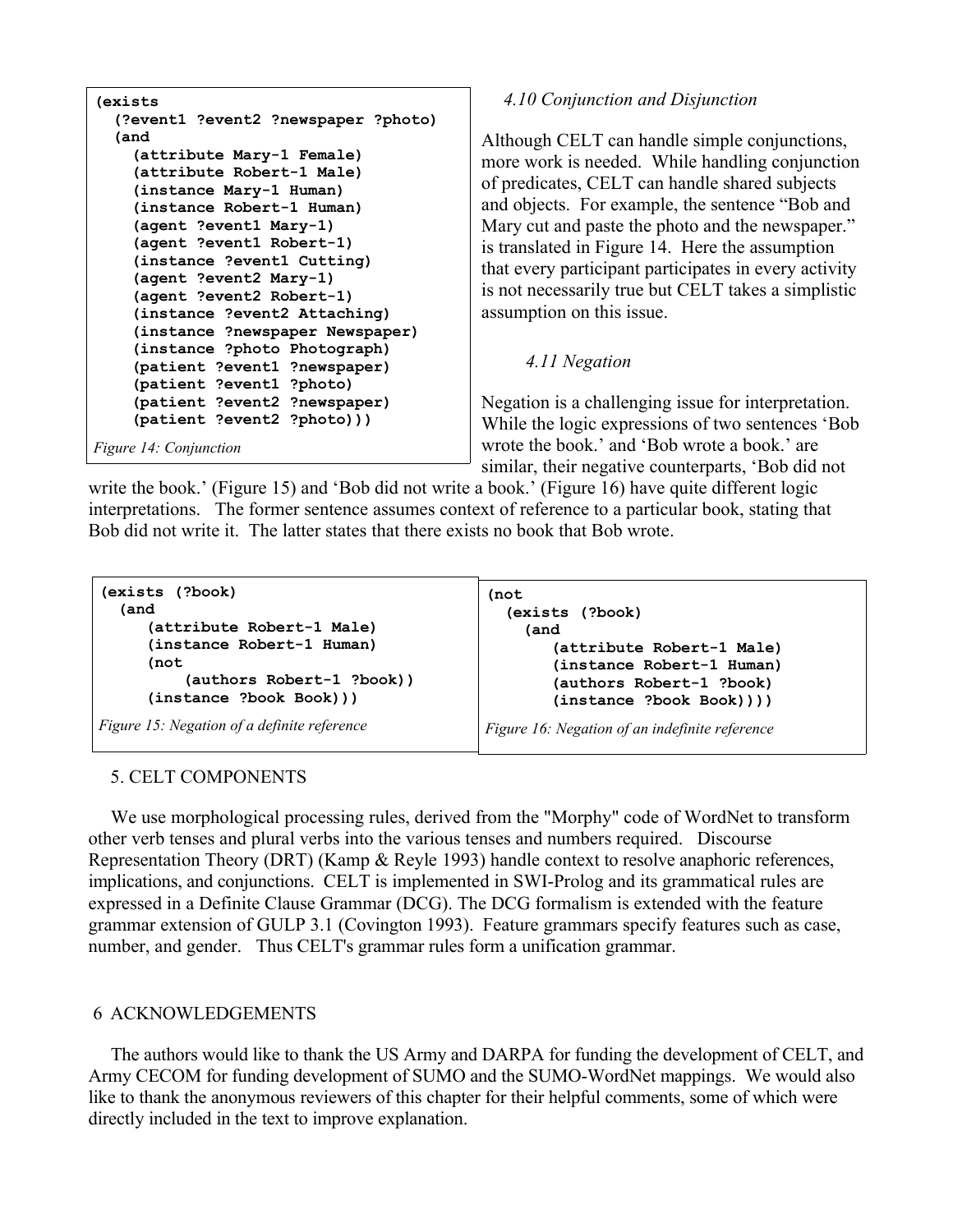```
(exists
  (?event1 ?event2 ?newspaper ?photo)
  (and
    (attribute Mary-1 Female)
    (attribute Robert-1 Male)
    (instance Mary-1 Human)
    (instance Robert-1 Human)
    (agent ?event1 Mary-1)
    (agent ?event1 Robert-1)
    (instance ?event1 Cutting)
    (agent ?event2 Mary-1)
    (agent ?event2 Robert-1)
    (instance ?event2 Attaching)
    (instance ?newspaper Newspaper)
    (instance ?photo Photograph)
    (patient ?event1 ?newspaper)
    (patient ?event1 ?photo)
    (patient ?event2 ?newspaper)
    (patient ?event2 ?photo)))
```

*Figure 14: Conjunction*

### *4.10 Conjunction and Disjunction*

Although CELT can handle simple conjunctions, more work is needed. While handling conjunction of predicates, CELT can handle shared subjects and objects. For example, the sentence "Bob and Mary cut and paste the photo and the newspaper." is translated in Figure 14. Here the assumption that every participant participates in every activity is not necessarily true but CELT takes a simplistic assumption on this issue.

### *4.11 Negation*

Negation is a challenging issue for interpretation. While the logic expressions of two sentences 'Bob wrote the book.' and 'Bob wrote a book.' are similar, their negative counterparts, 'Bob did not write the book.' (Figure 15) and 'Bob did not write a book.' (Figure 16) have quite different logic interpretations. The former sentence assumes context of reference to a particular book, stating that Bob did not write it. The latter states that there exists no book that Bob wrote.

```
(exists (?book)
  (and
     (attribute Robert-1 Male)
     (instance Robert-1 Human)
     (not
         (authors Robert-1 ?book))
     (instance ?book Book)))
```

*Figure 15: Negation of a definite reference*

```
(not
  (exists (?book)
    (and
       (attribute Robert-1 Male)
       (instance Robert-1 Human)
       (authors Robert-1 ?book)
       (instance ?book Book))))
```

*Figure 16: Negation of an indefinite reference*

## 5. CELT COMPONENTS

We use morphological processing rules, derived from the "Morphy" code of WordNet to transform other verb tenses and plural verbs into the various tenses and numbers required. Discourse Representation Theory (DRT) (Kamp & Reyle 1993) handle context to resolve anaphoric references, implications, and conjunctions. CELT is implemented in SWI-Prolog and its grammatical rules are expressed in a Definite Clause Grammar (DCG). The DCG formalism is extended with the feature grammar extension of GULP 3.1 (Covington 1993). Feature grammars specify features such as case, number, and gender. Thus CELT's grammar rules form a unification grammar.

## 6 ACKNOWLEDGEMENTS

The authors would like to thank the US Army and DARPA for funding the development of CELT, and Army CECOM for funding development of SUMO and the SUMO-WordNet mappings. We would also like to thank the anonymous reviewers of this chapter for their helpful comments, some of which were directly included in the text to improve explanation.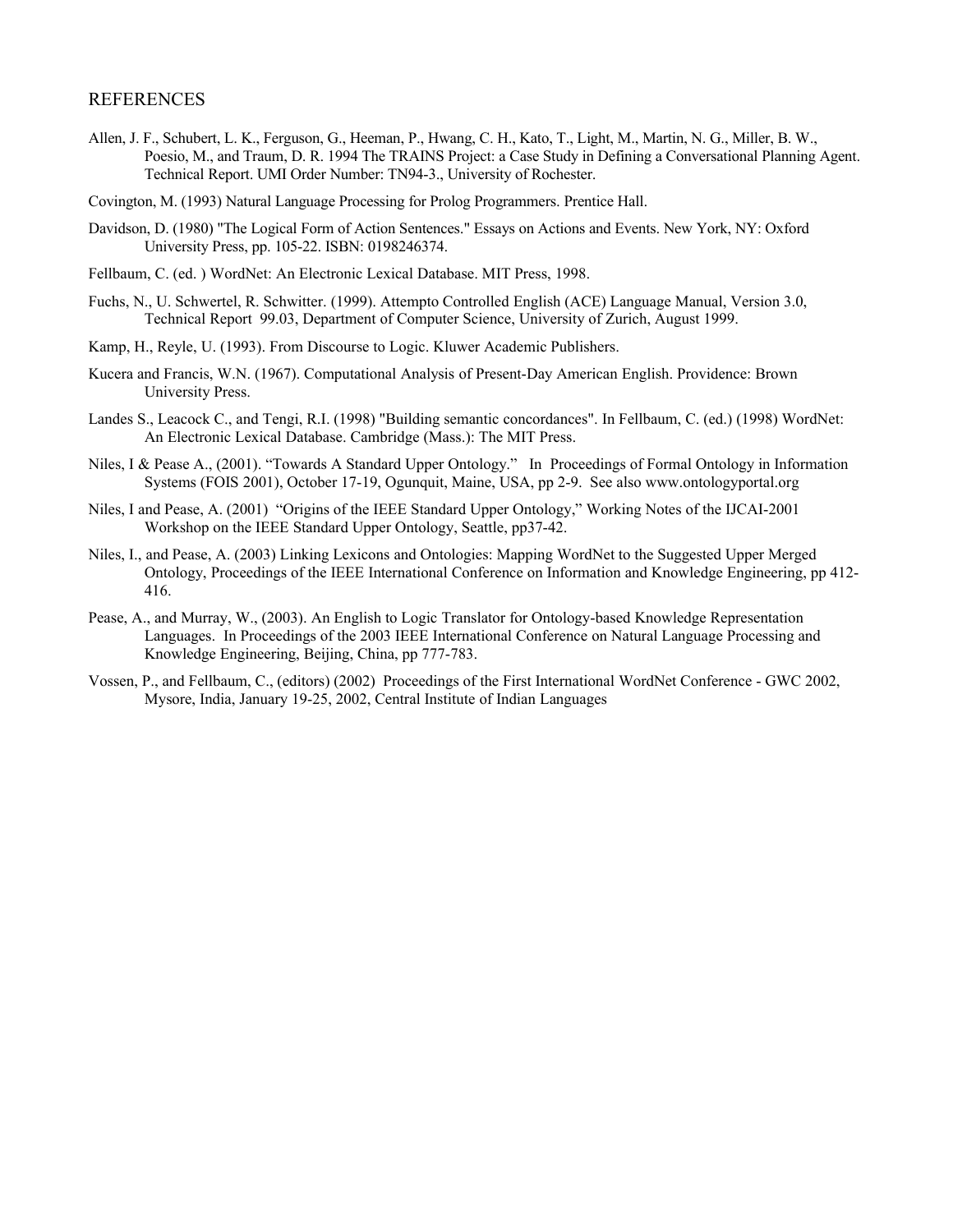## REFERENCES

Allen, J. F., Schubert, L. K., Ferguson, G., Heeman, P., Hwang, C. H., Kato, T., Light, M., Martin, N. G., Miller, B. W., Poesio, M., and Traum, D. R. 1994 The TRAINS Project: a Case Study in Defining a Conversational Planning Agent. Technical Report. UMI Order Number: TN94-3., University of Rochester.

Covington, M. (1993) Natural Language Processing for Prolog Programmers. Prentice Hall.

Davidson, D. (1980) "The Logical Form of Action Sentences." Essays on Actions and Events. New York, NY: Oxford University Press, pp. 105-22. ISBN: 0198246374.

Fellbaum, C. (ed. ) WordNet: An Electronic Lexical Database. MIT Press, 1998.

Fuchs, N., U. Schwertel, R. Schwitter. (1999). Attempto Controlled English (ACE) Language Manual, Version 3.0, Technical Report 99.03, Department of Computer Science, University of Zurich, August 1999.

Kamp, H., Reyle, U. (1993). From Discourse to Logic. Kluwer Academic Publishers.

Kucera and Francis, W.N. (1967). Computational Analysis of Present-Day American English. Providence: Brown University Press.

Landes S., Leacock C., and Tengi, R.I. (1998) "Building semantic concordances". In Fellbaum, C. (ed.) (1998) WordNet: An Electronic Lexical Database. Cambridge (Mass.): The MIT Press.

Niles, I & Pease A., (2001). "Towards A Standard Upper Ontology." In Proceedings of Formal Ontology in Information Systems (FOIS 2001), October 17-19, Ogunquit, Maine, USA, pp 2-9. See also www.ontologyportal.org

Niles, I and Pease, A. (2001) "Origins of the IEEE Standard Upper Ontology," Working Notes of the IJCAI-2001 Workshop on the IEEE Standard Upper Ontology, Seattle, pp37-42.

Niles, I., and Pease, A. (2003) Linking Lexicons and Ontologies: Mapping WordNet to the Suggested Upper Merged Ontology, Proceedings of the IEEE International Conference on Information and Knowledge Engineering, pp 412-416.

Pease, A., and Murray, W., (2003). An English to Logic Translator for Ontology-based Knowledge Representation Languages. In Proceedings of the 2003 IEEE International Conference on Natural Language Processing and Knowledge Engineering, Beijing, China, pp 777-783.

Vossen, P., and Fellbaum, C., (editors) (2002) Proceedings of the First International WordNet Conference - GWC 2002, Mysore, India, January 19-25, 2002, Central Institute of Indian Languages